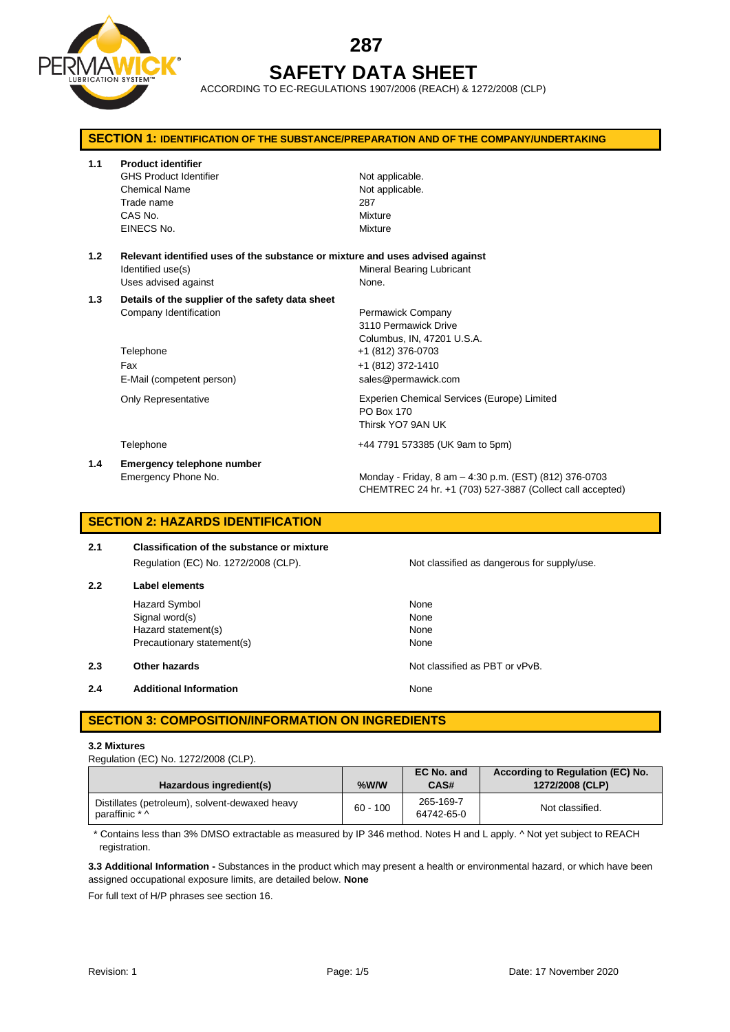# 287

# SAFETY DATA SHEET

ACCORDING TO EC-REGULATIONS 1907/2006 (REACH) & 1272/2008 (CLP)

## SECTION 1: IDENTIFICATION OF THE SUBSTANCE/PREPARATION AND OF THE COMPANY/UNDERTAKING

**1.1 Product identifier**

| | |
|---|---|
| GHS Product Identifier | Not applicable. |
| Chemical Name | Not applicable. |
| Trade name | 287 |
| CAS No. | Mixture |
| EINECS No. | Mixture |

**1.2 Relevant identified uses of the substance or mixture and uses advised against**

| | |
|---|---|
| Identified use(s) | Mineral Bearing Lubricant |
| Uses advised against | None. |

**1.3 Details of the supplier of the safety data sheet**

| | |
|---|---|
| Company Identification | Permawick Company<br>3110 Permawick Drive<br>Columbus, IN, 47201 U.S.A. |
| Telephone | +1 (812) 376-0703 |
| Fax | +1 (812) 372-1410 |
| E-Mail (competent person) | sales@permawick.com |
| Only Representative | Experien Chemical Services (Europe) Limited<br>PO Box 170<br>Thirsk YO7 9AN UK |
| Telephone | +44 7791 573385 (UK 9am to 5pm) |

**1.4 Emergency telephone number**

| | |
|---|---|
| Emergency Phone No. | Monday - Friday, 8 am – 4:30 p.m. (EST) (812) 376-0703<br>CHEMTREC 24 hr. +1 (703) 527-3887 (Collect call accepted) |

## SECTION 2: HAZARDS IDENTIFICATION

**2.1 Classification of the substance or mixture**

Regulation (EC) No. 1272/2008 (CLP). — Not classified as dangerous for supply/use.

**2.2 Label elements**

| | |
|---|---|
| Hazard Symbol | None |
| Signal word(s) | None |
| Hazard statement(s) | None |
| Precautionary statement(s) | None |

**2.3 Other hazards** — Not classified as PBT or vPvB.

**2.4 Additional Information** — None

## SECTION 3: COMPOSITION/INFORMATION ON INGREDIENTS

**3.2 Mixtures**

Regulation (EC) No. 1272/2008 (CLP).

| Hazardous ingredient(s) | %W/W | EC No. and CAS# | According to Regulation (EC) No. 1272/2008 (CLP) |
|---|---|---|---|
| Distillates (petroleum), solvent-dewaxed heavy paraffinic * ^ | 60 - 100 | 265-169-7<br>64742-65-0 | Not classified. |

\* Contains less than 3% DMSO extractable as measured by IP 346 method. Notes H and L apply. ^ Not yet subject to REACH registration.

**3.3 Additional Information -** Substances in the product which may present a health or environmental hazard, or which have been assigned occupational exposure limits, are detailed below. **None**

For full text of H/P phrases see section 16.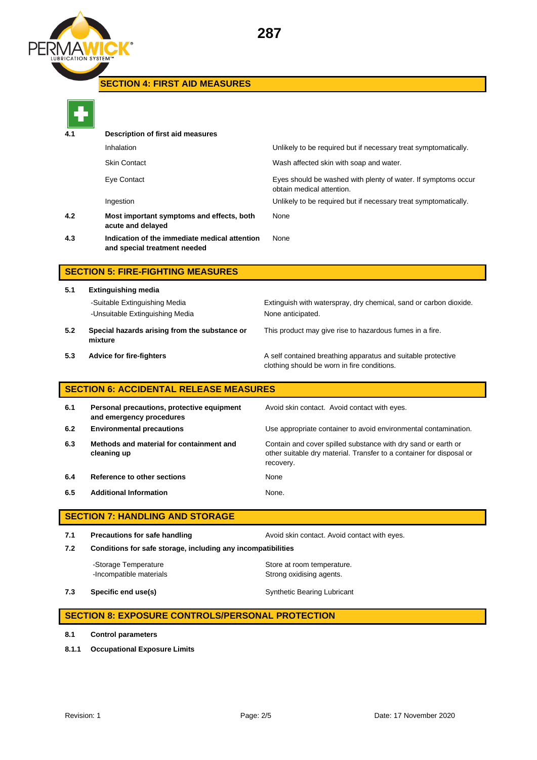## SECTION 4: FIRST AID MEASURES

| | | |
|---|---|---|
| **4.1** | **Description of first aid measures** | |
| | Inhalation | Unlikely to be required but if necessary treat symptomatically. |
| | Skin Contact | Wash affected skin with soap and water. |
| | Eye Contact | Eyes should be washed with plenty of water. If symptoms occur obtain medical attention. |
| | Ingestion | Unlikely to be required but if necessary treat symptomatically. |
| **4.2** | **Most important symptoms and effects, both acute and delayed** | None |
| **4.3** | **Indication of the immediate medical attention and special treatment needed** | None |

## SECTION 5: FIRE-FIGHTING MEASURES

| | | |
|---|---|---|
| **5.1** | **Extinguishing media** | |
| | -Suitable Extinguishing Media | Extinguish with waterspray, dry chemical, sand or carbon dioxide. |
| | -Unsuitable Extinguishing Media | None anticipated. |
| **5.2** | **Special hazards arising from the substance or mixture** | This product may give rise to hazardous fumes in a fire. |
| **5.3** | **Advice for fire-fighters** | A self contained breathing apparatus and suitable protective clothing should be worn in fire conditions. |

## SECTION 6: ACCIDENTAL RELEASE MEASURES

| | | |
|---|---|---|
| **6.1** | **Personal precautions, protective equipment and emergency procedures** | Avoid skin contact. Avoid contact with eyes. |
| **6.2** | **Environmental precautions** | Use appropriate container to avoid environmental contamination. |
| **6.3** | **Methods and material for containment and cleaning up** | Contain and cover spilled substance with dry sand or earth or other suitable dry material. Transfer to a container for disposal or recovery. |
| **6.4** | **Reference to other sections** | None |
| **6.5** | **Additional Information** | None. |

## SECTION 7: HANDLING AND STORAGE

| | | |
|---|---|---|
| **7.1** | **Precautions for safe handling** | Avoid skin contact. Avoid contact with eyes. |
| **7.2** | **Conditions for safe storage, including any incompatibilities** | |
| | -Storage Temperature | Store at room temperature. |
| | -Incompatible materials | Strong oxidising agents. |
| **7.3** | **Specific end use(s)** | Synthetic Bearing Lubricant |

## SECTION 8: EXPOSURE CONTROLS/PERSONAL PROTECTION

**8.1** **Control parameters**

**8.1.1** **Occupational Exposure Limits**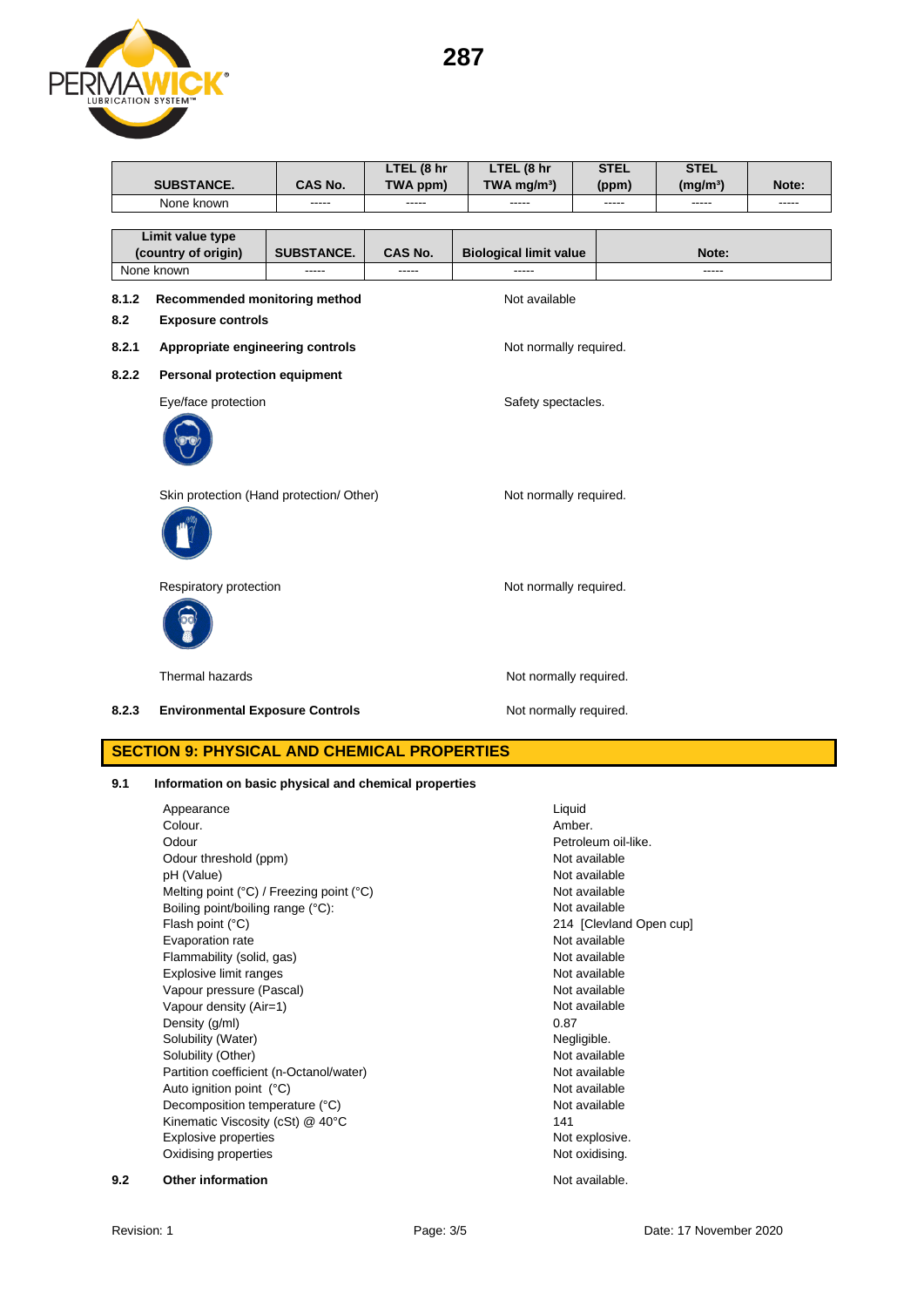| SUBSTANCE. | CAS No. | LTEL (8 hr TWA ppm) | LTEL (8 hr TWA mg/m³) | STEL (ppm) | STEL (mg/m³) | Note: |
|---|---|---|---|---|---|---|
| None known | ----- | ----- | ----- | ----- | ----- | ----- |

| Limit value type (country of origin) | SUBSTANCE. | CAS No. | Biological limit value | Note: |
|---|---|---|---|---|
| None known | ----- | ----- | ----- | ----- |

**8.1.2 Recommended monitoring method** — Not available

**8.2 Exposure controls**

**8.2.1 Appropriate engineering controls** — Not normally required.

**8.2.2 Personal protection equipment**

Eye/face protection — Safety spectacles.

Skin protection (Hand protection/ Other) — Not normally required.

Respiratory protection — Not normally required.

Thermal hazards — Not normally required.

**8.2.3 Environmental Exposure Controls** — Not normally required.

## SECTION 9: PHYSICAL AND CHEMICAL PROPERTIES

**9.1 Information on basic physical and chemical properties**

| Property | Value |
|---|---|
| Appearance | Liquid |
| Colour. | Amber. |
| Odour | Petroleum oil-like. |
| Odour threshold (ppm) | Not available |
| pH (Value) | Not available |
| Melting point (°C) / Freezing point (°C) | Not available |
| Boiling point/boiling range (°C): | Not available |
| Flash point (°C) | 214 [Clevland Open cup] |
| Evaporation rate | Not available |
| Flammability (solid, gas) | Not available |
| Explosive limit ranges | Not available |
| Vapour pressure (Pascal) | Not available |
| Vapour density (Air=1) | Not available |
| Density (g/ml) | 0.87 |
| Solubility (Water) | Negligible. |
| Solubility (Other) | Not available |
| Partition coefficient (n-Octanol/water) | Not available |
| Auto ignition point (°C) | Not available |
| Decomposition temperature (°C) | Not available |
| Kinematic Viscosity (cSt) @ 40°C | 141 |
| Explosive properties | Not explosive. |
| Oxidising properties | Not oxidising. |

**9.2 Other information** — Not available.

Revision: 1 | Date: 17 November 2020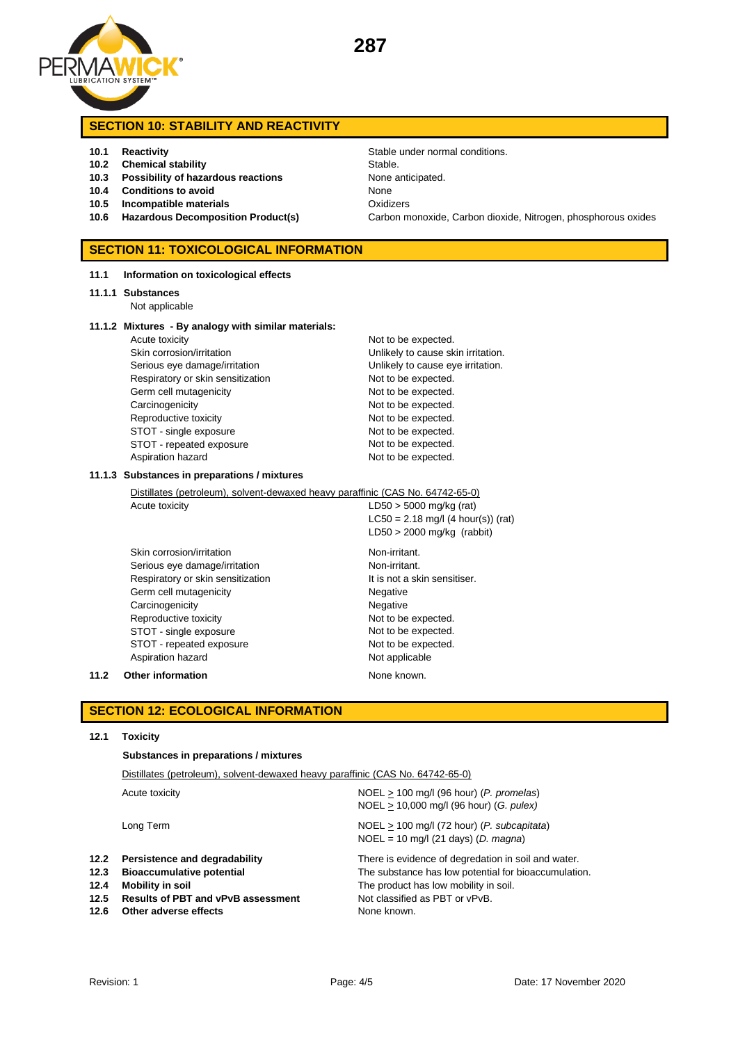## SECTION 10: STABILITY AND REACTIVITY

| | | |
|---|---|---|
| **10.1** | **Reactivity** | Stable under normal conditions. |
| **10.2** | **Chemical stability** | Stable. |
| **10.3** | **Possibility of hazardous reactions** | None anticipated. |
| **10.4** | **Conditions to avoid** | None |
| **10.5** | **Incompatible materials** | Oxidizers |
| **10.6** | **Hazardous Decomposition Product(s)** | Carbon monoxide, Carbon dioxide, Nitrogen, phosphorous oxides |

## SECTION 11: TOXICOLOGICAL INFORMATION

**11.1 Information on toxicological effects**

**11.1.1 Substances**

Not applicable

**11.1.2 Mixtures - By analogy with similar materials:**

| | |
|---|---|
| Acute toxicity | Not to be expected. |
| Skin corrosion/irritation | Unlikely to cause skin irritation. |
| Serious eye damage/irritation | Unlikely to cause eye irritation. |
| Respiratory or skin sensitization | Not to be expected. |
| Germ cell mutagenicity | Not to be expected. |
| Carcinogenicity | Not to be expected. |
| Reproductive toxicity | Not to be expected. |
| STOT - single exposure | Not to be expected. |
| STOT - repeated exposure | Not to be expected. |
| Aspiration hazard | Not to be expected. |

**11.1.3 Substances in preparations / mixtures**

Distillates (petroleum), solvent-dewaxed heavy paraffinic (CAS No. 64742-65-0)

| | |
|---|---|
| Acute toxicity | LD50 > 5000 mg/kg (rat)<br>LC50 = 2.18 mg/l (4 hour(s)) (rat)<br>LD50 > 2000 mg/kg (rabbit) |
| Skin corrosion/irritation | Non-irritant. |
| Serious eye damage/irritation | Non-irritant. |
| Respiratory or skin sensitization | It is not a skin sensitiser. |
| Germ cell mutagenicity | Negative |
| Carcinogenicity | Negative |
| Reproductive toxicity | Not to be expected. |
| STOT - single exposure | Not to be expected. |
| STOT - repeated exposure | Not to be expected. |
| Aspiration hazard | Not applicable |

**11.2 Other information** — None known.

## SECTION 12: ECOLOGICAL INFORMATION

**12.1 Toxicity**

**Substances in preparations / mixtures**

Distillates (petroleum), solvent-dewaxed heavy paraffinic (CAS No. 64742-65-0)

| | |
|---|---|
| Acute toxicity | NOEL ≥ 100 mg/l (96 hour) (*P. promelas*)<br>NOEL ≥ 10,000 mg/l (96 hour) (*G. pulex)* |
| Long Term | NOEL ≥ 100 mg/l (72 hour) (*P. subcapitata*)<br>NOEL = 10 mg/l (21 days) (*D. magna*) |

| | | |
|---|---|---|
| **12.2** | **Persistence and degradability** | There is evidence of degredation in soil and water. |
| **12.3** | **Bioaccumulative potential** | The substance has low potential for bioaccumulation. |
| **12.4** | **Mobility in soil** | The product has low mobility in soil. |
| **12.5** | **Results of PBT and vPvB assessment** | Not classified as PBT or vPvB. |
| **12.6** | **Other adverse effects** | None known. |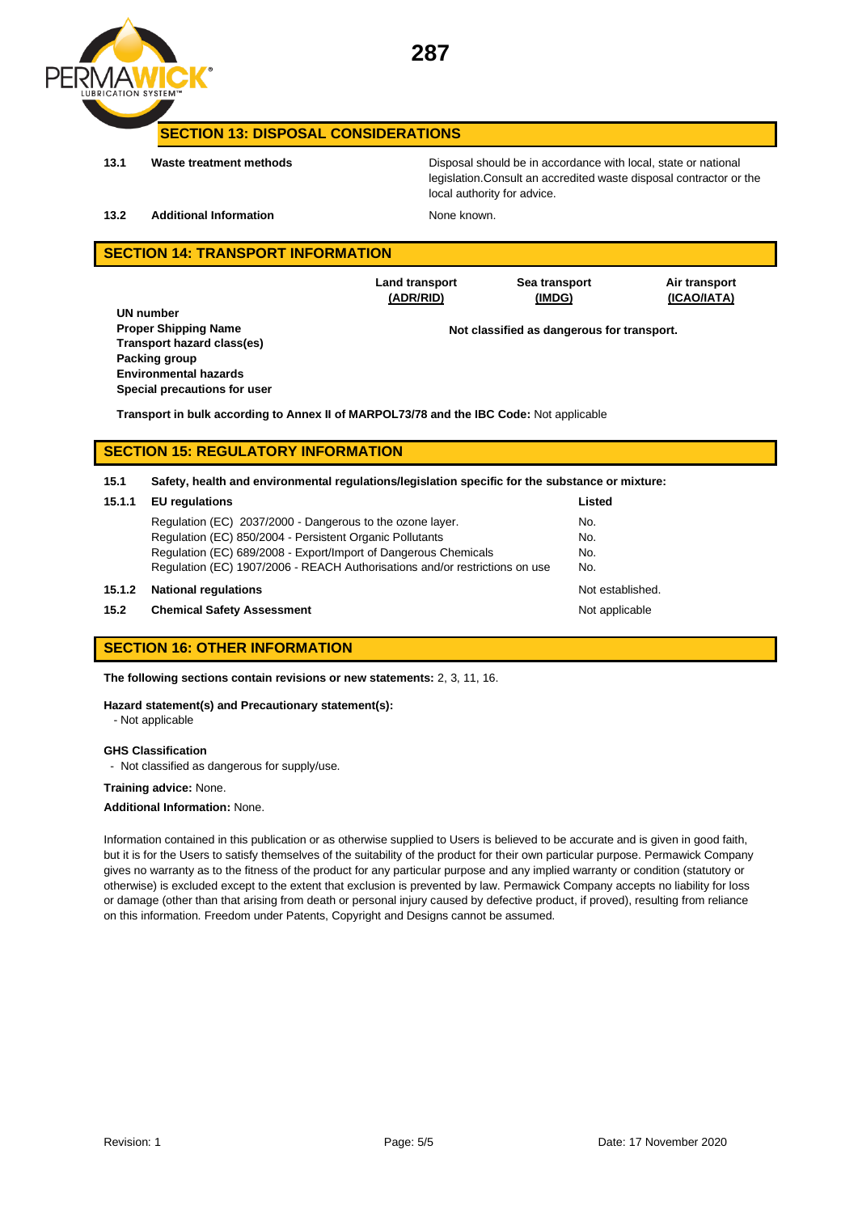## SECTION 13: DISPOSAL CONSIDERATIONS

| | | |
|---|---|---|
| 13.1 | **Waste treatment methods** | Disposal should be in accordance with local, state or national legislation.Consult an accredited waste disposal contractor or the local authority for advice. |
| 13.2 | **Additional Information** | None known. |

## SECTION 14: TRANSPORT INFORMATION

| | Land transport (ADR/RID) | Sea transport (IMDG) | Air transport (ICAO/IATA) |
|---|---|---|---|
| **UN number** | | | |
| **Proper Shipping Name** | | **Not classified as dangerous for transport.** | |
| **Transport hazard class(es)** | | | |
| **Packing group** | | | |
| **Environmental hazards** | | | |
| **Special precautions for user** | | | |

**Transport in bulk according to Annex II of MARPOL73/78 and the IBC Code:** Not applicable

## SECTION 15: REGULATORY INFORMATION

**15.1 Safety, health and environmental regulations/legislation specific for the substance or mixture:**

| | | |
|---|---|---|
| **15.1.1** | **EU regulations** | **Listed** |
| | Regulation (EC) 2037/2000 - Dangerous to the ozone layer. | No. |
| | Regulation (EC) 850/2004 - Persistent Organic Pollutants | No. |
| | Regulation (EC) 689/2008 - Export/Import of Dangerous Chemicals | No. |
| | Regulation (EC) 1907/2006 - REACH Authorisations and/or restrictions on use | No. |
| **15.1.2** | **National regulations** | Not established. |
| **15.2** | **Chemical Safety Assessment** | Not applicable |

## SECTION 16: OTHER INFORMATION

**The following sections contain revisions or new statements:** 2, 3, 11, 16.

**Hazard statement(s) and Precautionary statement(s):**
- Not applicable

**GHS Classification**
- Not classified as dangerous for supply/use.

**Training advice:** None.

**Additional Information:** None.

Information contained in this publication or as otherwise supplied to Users is believed to be accurate and is given in good faith, but it is for the Users to satisfy themselves of the suitability of the product for their own particular purpose. Permawick Company gives no warranty as to the fitness of the product for any particular purpose and any implied warranty or condition (statutory or otherwise) is excluded except to the extent that exclusion is prevented by law. Permawick Company accepts no liability for loss or damage (other than that arising from death or personal injury caused by defective product, if proved), resulting from reliance on this information. Freedom under Patents, Copyright and Designs cannot be assumed.